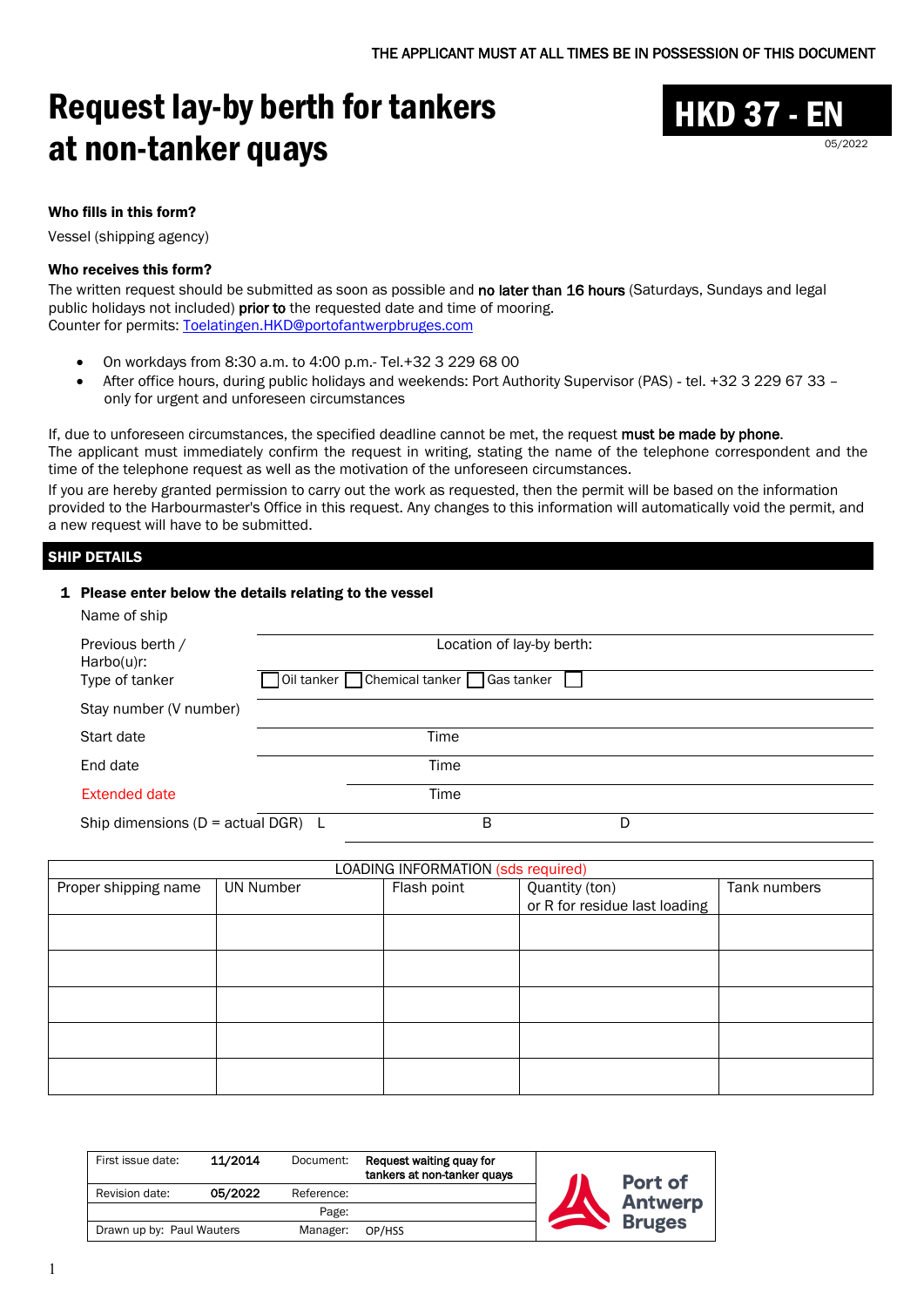THE APPLICANT MUST AT ALL TIMES BE IN POSSESSION OF THIS DOCUMENT

# Request lay-by berth for tankers at non-tanker quays

**HKD 37 - EN**

05/2022

**Who fills in this form?**

Vessel (shipping agency)

**Who receives this form?**

The written request should be submitted as soon as possible and **no later than 16 hours** (Saturdays, Sundays and legal public holidays not included) **prior to** the requested date and time of mooring.
Counter for permits: Toelatingen.HKD@portofantwerpbruges.com

- On workdays from 8:30 a.m. to 4:00 p.m.- Tel.+32 3 229 68 00
- After office hours, during public holidays and weekends: Port Authority Supervisor (PAS) - tel. +32 3 229 67 33 – only for urgent and unforeseen circumstances

If, due to unforeseen circumstances, the specified deadline cannot be met, the request **must be made by phone**.
The applicant must immediately confirm the request in writing, stating the name of the telephone correspondent and the time of the telephone request as well as the motivation of the unforeseen circumstances.
If you are hereby granted permission to carry out the work as requested, then the permit will be based on the information provided to the Harbourmaster's Office in this request. Any changes to this information will automatically void the permit, and a new request will have to be submitted.

## SHIP DETAILS

**1 Please enter below the details relating to the vessel**

Name of ship

Previous berth / Harbo(u)r: Location of lay-by berth:

Type of tanker ☐ Oil tanker ☐ Chemical tanker ☐ Gas tanker ☐

Stay number (V number)

Start date Time

End date Time

Extended date Time

Ship dimensions (D = actual DGR) L B D

| LOADING INFORMATION (sds required) | | | | |
|---|---|---|---|---|
| Proper shipping name | UN Number | Flash point | Quantity (ton) or R for residue last loading | Tank numbers |
| | | | | |
| | | | | |
| | | | | |
| | | | | |
| | | | | |

| First issue date: | 11/2014 | Document: | Request waiting quay for tankers at non-tanker quays |
|---|---|---|---|
| Revision date: | 05/2022 | Reference: | |
| | | Page: | |
| Drawn up by: Paul Wauters | | Manager: | OP/HSS |

Port of Antwerp Bruges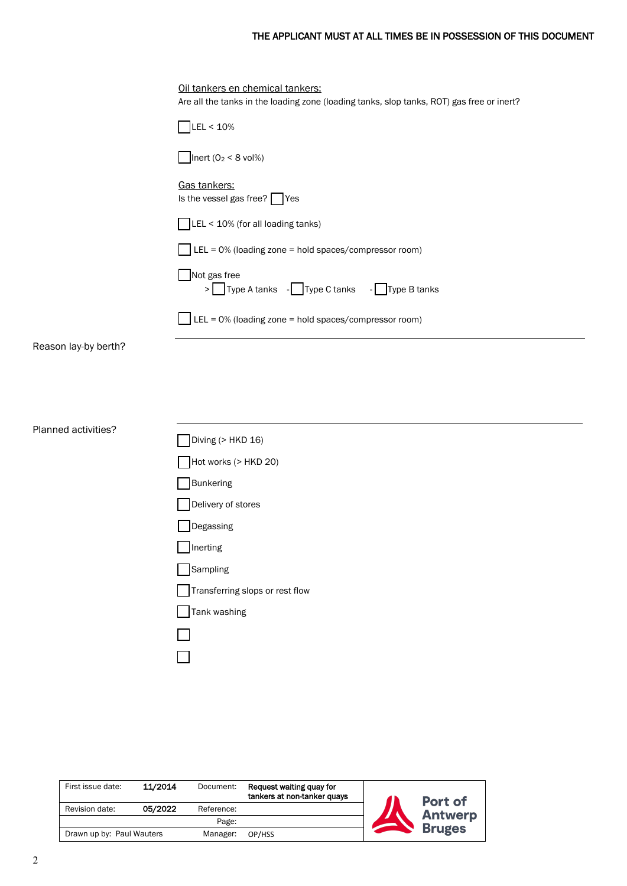Oil tankers en chemical tankers:

Are all the tanks in the loading zone (loading tanks, slop tanks, ROT) gas free or inert?

☐ LEL < 10%

☐ Inert ($O_2$ < 8 vol%)

Gas tankers:

Is the vessel gas free? ☐ Yes

☐ LEL < 10% (for all loading tanks)

☐ LEL = 0% (loading zone = hold spaces/compressor room)

☐ Not gas free

> ☐ Type A tanks - ☐ Type C tanks - ☐ Type B tanks

☐ LEL = 0% (loading zone = hold spaces/compressor room)

Reason lay-by berth?

Planned activities?

☐ Diving (> HKD 16)

☐ Hot works (> HKD 20)

☐ Bunkering

☐ Delivery of stores

☐ Degassing

☐ Inerting

☐ Sampling

☐ Transferring slops or rest flow

☐ Tank washing

☐

☐

| First issue date: | 11/2014 | Document: | Request waiting quay for tankers at non-tanker quays |
|---|---|---|---|
| Revision date: | 05/2022 | Reference: | |
| | | Page: | |
| Drawn up by: Paul Wauters | | Manager: | OP/HSS |

Port of Antwerp Bruges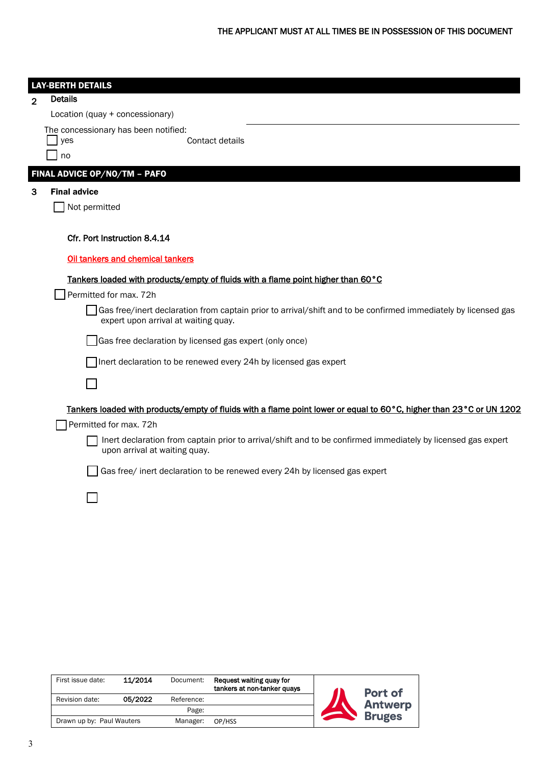THE APPLICANT MUST AT ALL TIMES BE IN POSSESSION OF THIS DOCUMENT

## LAY-BERTH DETAILS

**2 Details**

Location (quay + concessionary) ______________________________

The concessionary has been notified:

- [ ] yes Contact details
- [ ] no

## FINAL ADVICE OP/NO/TM – PAFO

**3 Final advice**

- [ ] Not permitted

**Cfr. Port Instruction 8.4.14**

<u>Oil tankers and chemical tankers</u>

<u>**Tankers loaded with products/empty of fluids with a flame point higher than 60°C**</u>

- [ ] Permitted for max. 72h
  - [ ] Gas free/inert declaration from captain prior to arrival/shift and to be confirmed immediately by licensed gas expert upon arrival at waiting quay.
  - [ ] Gas free declaration by licensed gas expert (only once)
  - [ ] Inert declaration to be renewed every 24h by licensed gas expert
  - [ ] 

<u>**Tankers loaded with products/empty of fluids with a flame point lower or equal to 60°C, higher than 23°C or UN 1202**</u>

- [ ] Permitted for max. 72h
  - [ ] Inert declaration from captain prior to arrival/shift and to be confirmed immediately by licensed gas expert upon arrival at waiting quay.
  - [ ] Gas free/ inert declaration to be renewed every 24h by licensed gas expert
  - [ ] 

| First issue date: | 11/2014 | Document: | Request waiting quay for tankers at non-tanker quays |
|---|---|---|---|
| Revision date: | 05/2022 | Reference: | |
| | | Page: | |
| Drawn up by: Paul Wauters | | Manager: | OP/HSS |

Port of Antwerp Bruges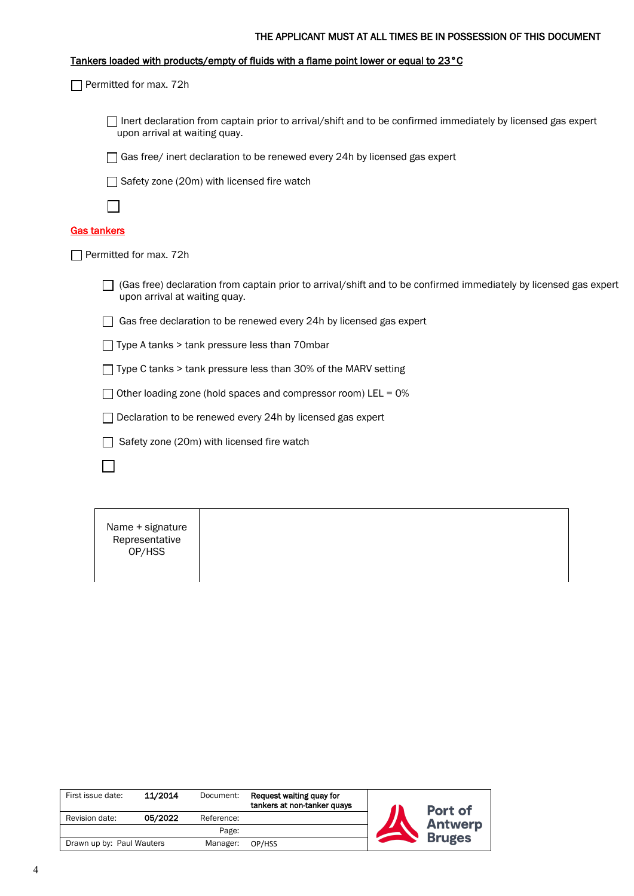THE APPLICANT MUST AT ALL TIMES BE IN POSSESSION OF THIS DOCUMENT

**Tankers loaded with products/empty of fluids with a flame point lower or equal to 23°C**

☐ Permitted for max. 72h

- ☐ Inert declaration from captain prior to arrival/shift and to be confirmed immediately by licensed gas expert upon arrival at waiting quay.
- ☐ Gas free/ inert declaration to be renewed every 24h by licensed gas expert
- ☐ Safety zone (20m) with licensed fire watch
- ☐

**Gas tankers**

☐ Permitted for max. 72h

- ☐ (Gas free) declaration from captain prior to arrival/shift and to be confirmed immediately by licensed gas expert upon arrival at waiting quay.
- ☐ Gas free declaration to be renewed every 24h by licensed gas expert
- ☐ Type A tanks > tank pressure less than 70mbar
- ☐ Type C tanks > tank pressure less than 30% of the MARV setting
- ☐ Other loading zone (hold spaces and compressor room) LEL = 0%
- ☐ Declaration to be renewed every 24h by licensed gas expert
- ☐ Safety zone (20m) with licensed fire watch
- ☐

| | |
|---|---|
| Name + signature Representative OP/HSS | |

| | | | |
|---|---|---|---|
| First issue date: | 11/2014 | Document: | Request waiting quay for tankers at non-tanker quays |
| Revision date: | 05/2022 | Reference: | |
| | | Page: | |
| Drawn up by: Paul Wauters | | Manager: | OP/HSS |

Port of Antwerp Bruges